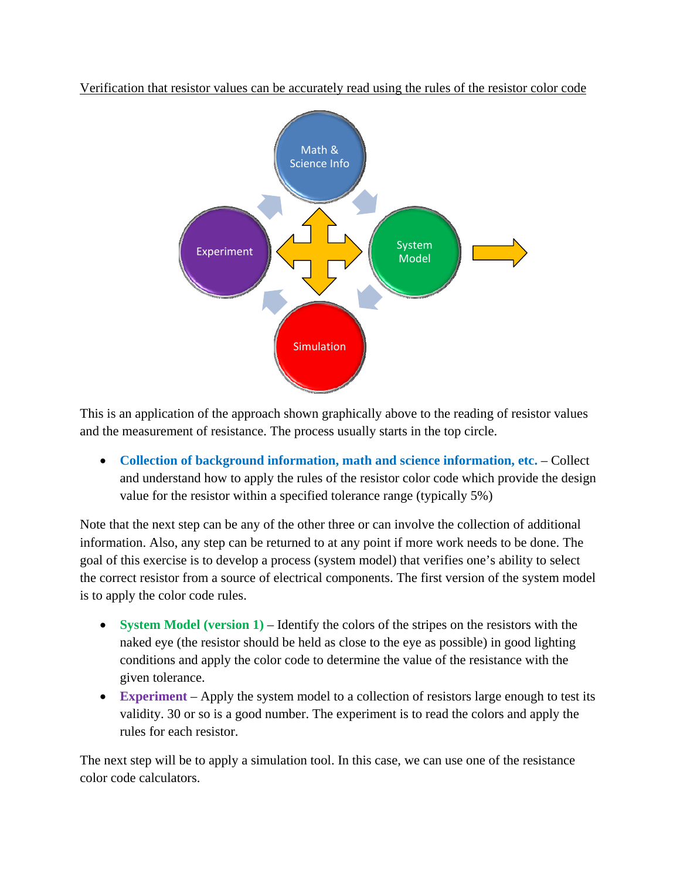<u>Verification that resistor values can be accurately read using the rules of the resistor color code</u>

This is an application of the approach shown graphically above to the reading of resistor values and the measurement of resistance. The process usually starts in the top circle.

- **Collection of background information, math and science information, etc.** – Collect and understand how to apply the rules of the resistor color code which provide the design value for the resistor within a specified tolerance range (typically 5%)

Note that the next step can be any of the other three or can involve the collection of additional information. Also, any step can be returned to at any point if more work needs to be done. The goal of this exercise is to develop a process (system model) that verifies one's ability to select the correct resistor from a source of electrical components. The first version of the system model is to apply the color code rules.

- **System Model (version 1)** – Identify the colors of the stripes on the resistors with the naked eye (the resistor should be held as close to the eye as possible) in good lighting conditions and apply the color code to determine the value of the resistance with the given tolerance.
- **Experiment** – Apply the system model to a collection of resistors large enough to test its validity. 30 or so is a good number. The experiment is to read the colors and apply the rules for each resistor.

The next step will be to apply a simulation tool. In this case, we can use one of the resistance color code calculators.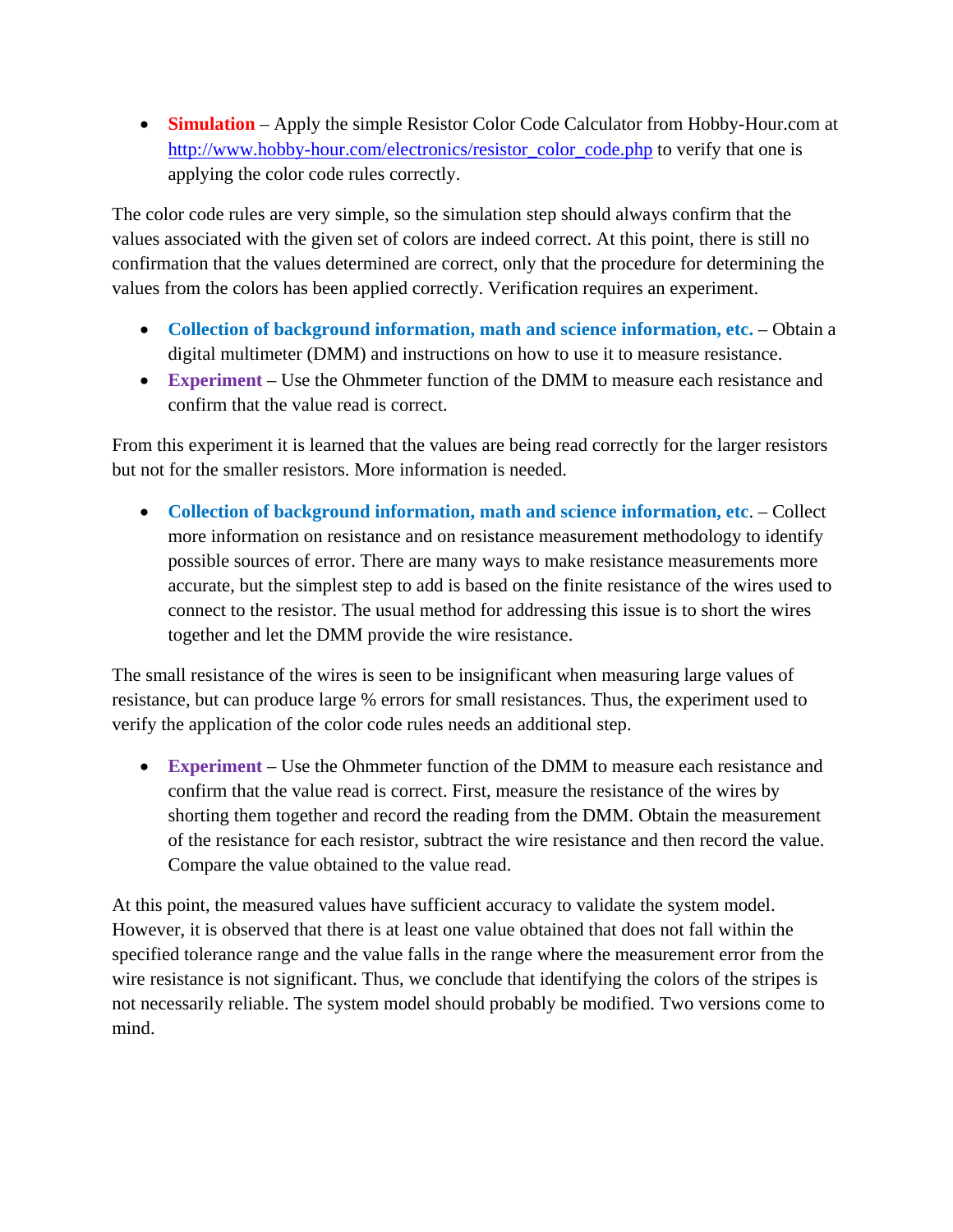- **Simulation** – Apply the simple Resistor Color Code Calculator from Hobby-Hour.com at http://www.hobby-hour.com/electronics/resistor_color_code.php to verify that one is applying the color code rules correctly.

The color code rules are very simple, so the simulation step should always confirm that the values associated with the given set of colors are indeed correct. At this point, there is still no confirmation that the values determined are correct, only that the procedure for determining the values from the colors has been applied correctly. Verification requires an experiment.

- **Collection of background information, math and science information, etc.** – Obtain a digital multimeter (DMM) and instructions on how to use it to measure resistance.
- **Experiment** – Use the Ohmmeter function of the DMM to measure each resistance and confirm that the value read is correct.

From this experiment it is learned that the values are being read correctly for the larger resistors but not for the smaller resistors. More information is needed.

- **Collection of background information, math and science information, etc**. – Collect more information on resistance and on resistance measurement methodology to identify possible sources of error. There are many ways to make resistance measurements more accurate, but the simplest step to add is based on the finite resistance of the wires used to connect to the resistor. The usual method for addressing this issue is to short the wires together and let the DMM provide the wire resistance.

The small resistance of the wires is seen to be insignificant when measuring large values of resistance, but can produce large % errors for small resistances. Thus, the experiment used to verify the application of the color code rules needs an additional step.

- **Experiment** – Use the Ohmmeter function of the DMM to measure each resistance and confirm that the value read is correct. First, measure the resistance of the wires by shorting them together and record the reading from the DMM. Obtain the measurement of the resistance for each resistor, subtract the wire resistance and then record the value. Compare the value obtained to the value read.

At this point, the measured values have sufficient accuracy to validate the system model. However, it is observed that there is at least one value obtained that does not fall within the specified tolerance range and the value falls in the range where the measurement error from the wire resistance is not significant. Thus, we conclude that identifying the colors of the stripes is not necessarily reliable. The system model should probably be modified. Two versions come to mind.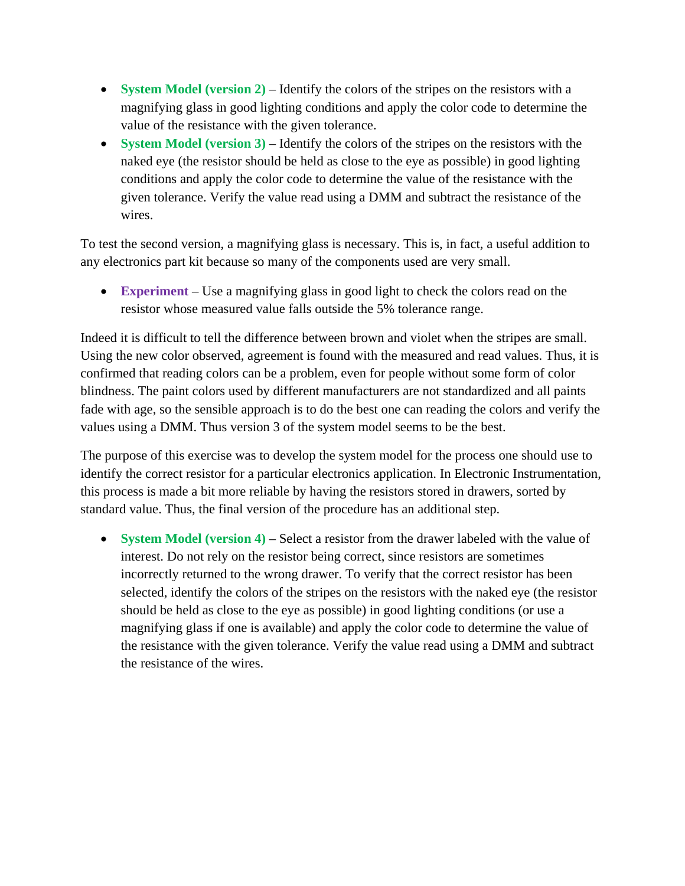- **System Model (version 2)** – Identify the colors of the stripes on the resistors with a magnifying glass in good lighting conditions and apply the color code to determine the value of the resistance with the given tolerance.
- **System Model (version 3)** – Identify the colors of the stripes on the resistors with the naked eye (the resistor should be held as close to the eye as possible) in good lighting conditions and apply the color code to determine the value of the resistance with the given tolerance. Verify the value read using a DMM and subtract the resistance of the wires.

To test the second version, a magnifying glass is necessary. This is, in fact, a useful addition to any electronics part kit because so many of the components used are very small.

- **Experiment** – Use a magnifying glass in good light to check the colors read on the resistor whose measured value falls outside the 5% tolerance range.

Indeed it is difficult to tell the difference between brown and violet when the stripes are small. Using the new color observed, agreement is found with the measured and read values. Thus, it is confirmed that reading colors can be a problem, even for people without some form of color blindness. The paint colors used by different manufacturers are not standardized and all paints fade with age, so the sensible approach is to do the best one can reading the colors and verify the values using a DMM. Thus version 3 of the system model seems to be the best.

The purpose of this exercise was to develop the system model for the process one should use to identify the correct resistor for a particular electronics application. In Electronic Instrumentation, this process is made a bit more reliable by having the resistors stored in drawers, sorted by standard value. Thus, the final version of the procedure has an additional step.

- **System Model (version 4)** – Select a resistor from the drawer labeled with the value of interest. Do not rely on the resistor being correct, since resistors are sometimes incorrectly returned to the wrong drawer. To verify that the correct resistor has been selected, identify the colors of the stripes on the resistors with the naked eye (the resistor should be held as close to the eye as possible) in good lighting conditions (or use a magnifying glass if one is available) and apply the color code to determine the value of the resistance with the given tolerance. Verify the value read using a DMM and subtract the resistance of the wires.